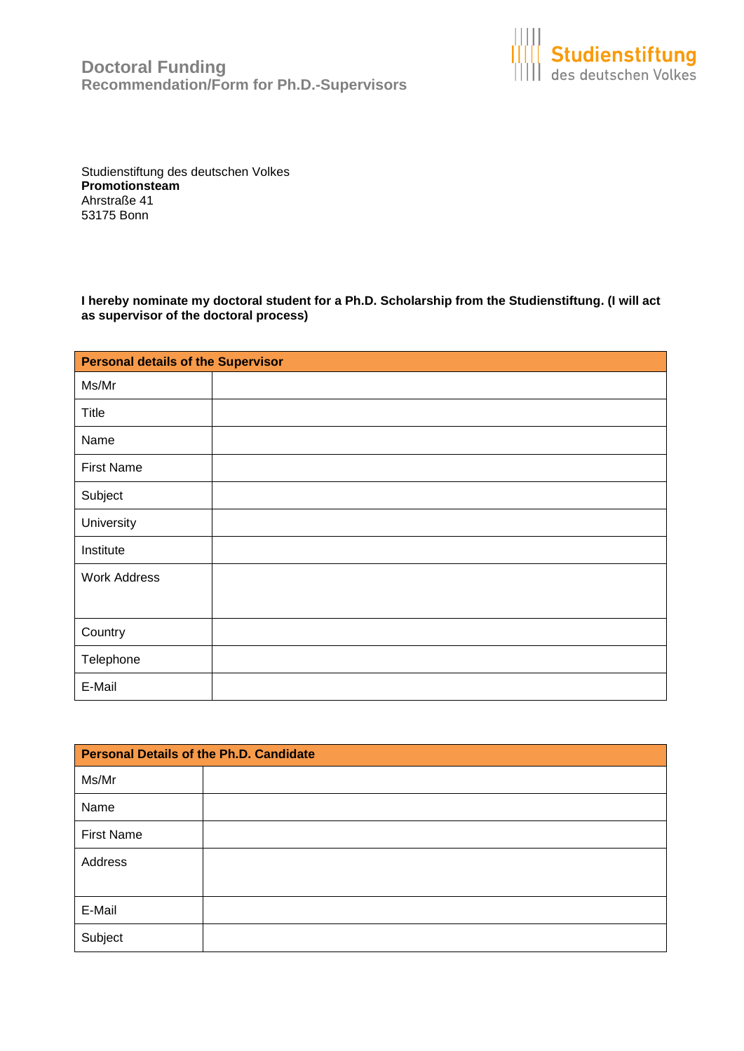# Doctoral Funding

## Recommendation/Form for Ph.D.-Supervisors

Studienstiftung des deutschen Volkes

Studienstiftung des deutschen Volkes
**Promotionsteam**
Ahrstraße 41
53175 Bonn

**I hereby nominate my doctoral student for a Ph.D. Scholarship from the Studienstiftung. (I will act as supervisor of the doctoral process)**

| **Personal details of the Supervisor** | |
|---|---|
| Ms/Mr | |
| Title | |
| Name | |
| First Name | |
| Subject | |
| University | |
| Institute | |
| Work Address | |
| Country | |
| Telephone | |
| E-Mail | |

| **Personal Details of the Ph.D. Candidate** | |
|---|---|
| Ms/Mr | |
| Name | |
| First Name | |
| Address | |
| E-Mail | |
| Subject | |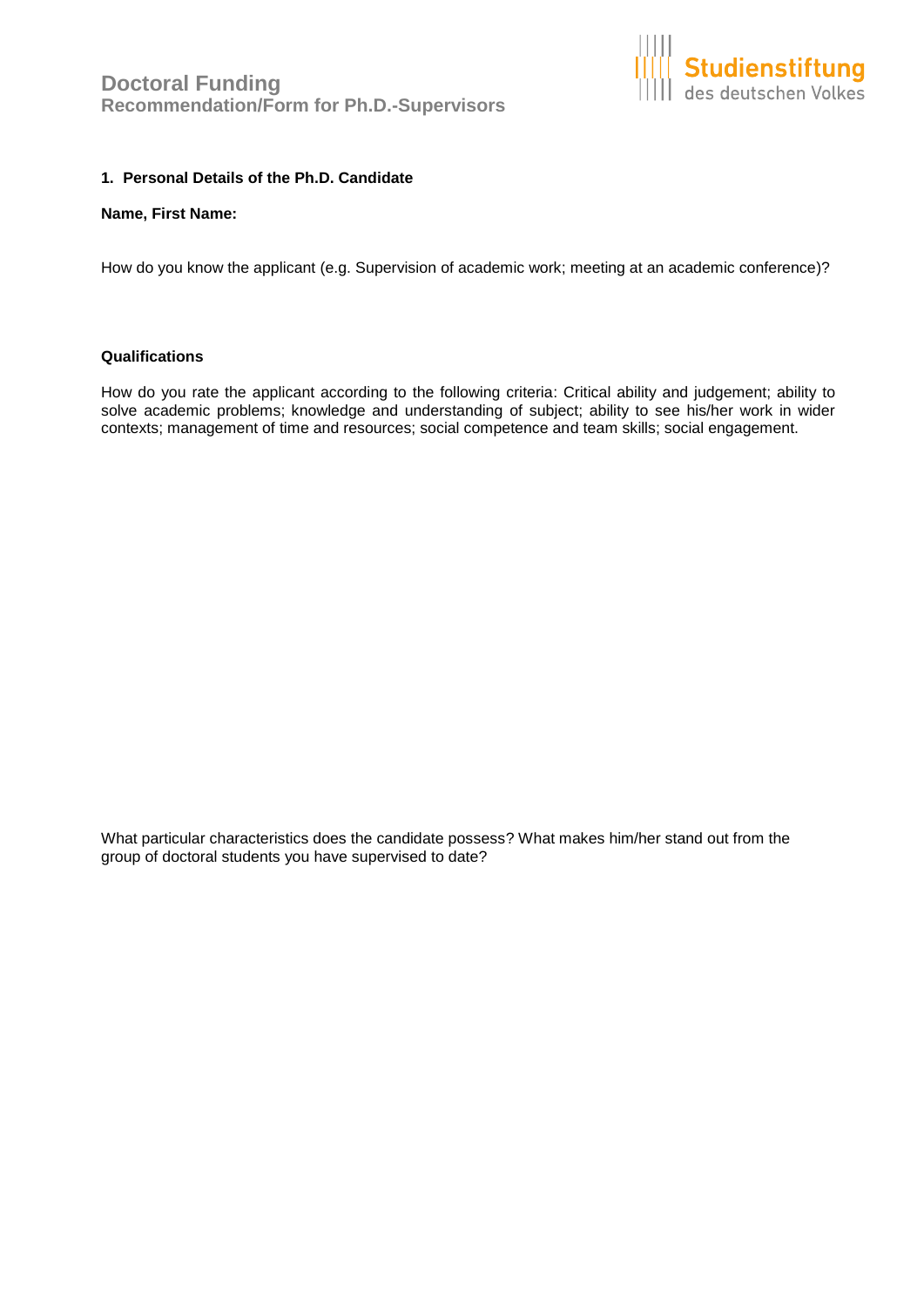# Doctoral Funding
**Recommendation/Form for Ph.D.-Supervisors**

Studienstiftung des deutschen Volkes

## 1. Personal Details of the Ph.D. Candidate

**Name, First Name:**

How do you know the applicant (e.g. Supervision of academic work; meeting at an academic conference)?

### Qualifications

How do you rate the applicant according to the following criteria: Critical ability and judgement; ability to solve academic problems; knowledge and understanding of subject; ability to see his/her work in wider contexts; management of time and resources; social competence and team skills; social engagement.

What particular characteristics does the candidate possess? What makes him/her stand out from the group of doctoral students you have supervised to date?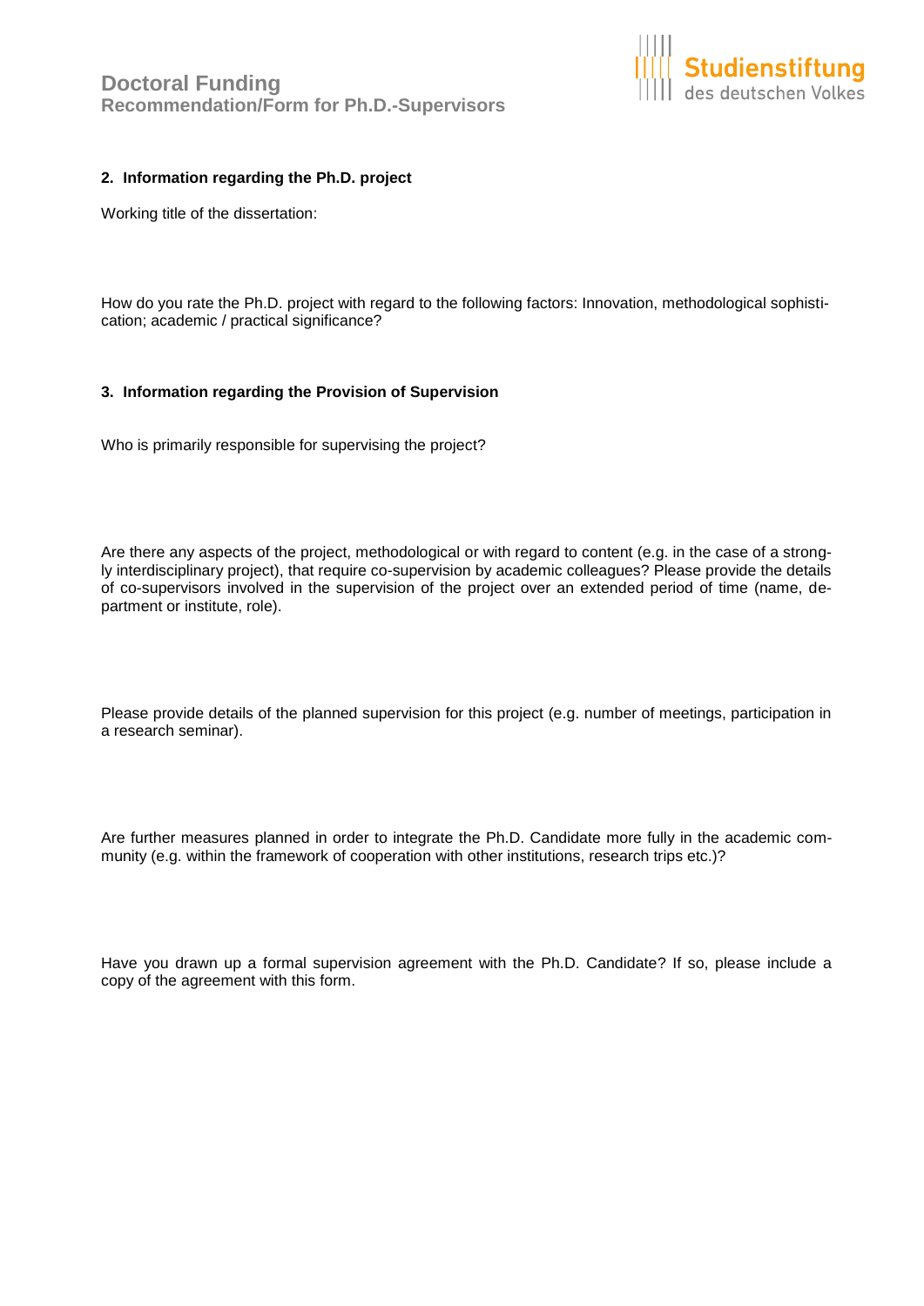## 2. Information regarding the Ph.D. project

Working title of the dissertation:

How do you rate the Ph.D. project with regard to the following factors: Innovation, methodological sophistication; academic / practical significance?

## 3. Information regarding the Provision of Supervision

Who is primarily responsible for supervising the project?

Are there any aspects of the project, methodological or with regard to content (e.g. in the case of a strongly interdisciplinary project), that require co-supervision by academic colleagues? Please provide the details of co-supervisors involved in the supervision of the project over an extended period of time (name, department or institute, role).

Please provide details of the planned supervision for this project (e.g. number of meetings, participation in a research seminar).

Are further measures planned in order to integrate the Ph.D. Candidate more fully in the academic community (e.g. within the framework of cooperation with other institutions, research trips etc.)?

Have you drawn up a formal supervision agreement with the Ph.D. Candidate? If so, please include a copy of the agreement with this form.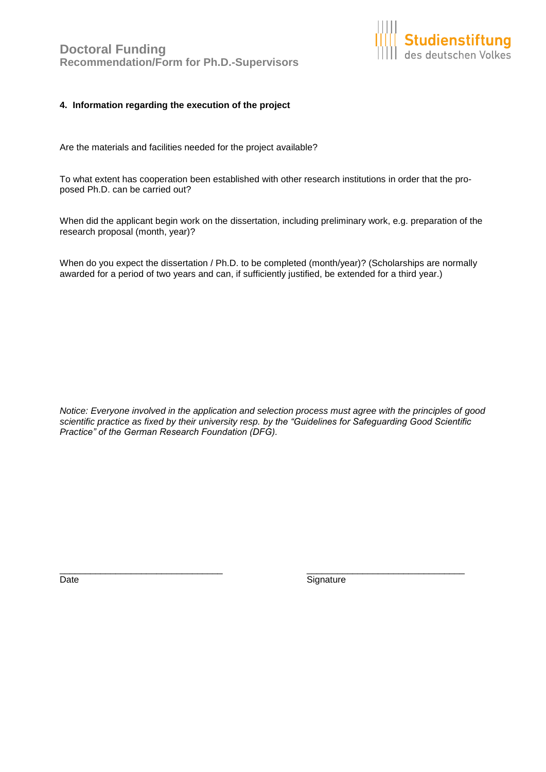**4. Information regarding the execution of the project**

Are the materials and facilities needed for the project available?

To what extent has cooperation been established with other research institutions in order that the proposed Ph.D. can be carried out?

When did the applicant begin work on the dissertation, including preliminary work, e.g. preparation of the research proposal (month, year)?

When do you expect the dissertation / Ph.D. to be completed (month/year)? (Scholarships are normally awarded for a period of two years and can, if sufficiently justified, be extended for a third year.)

*Notice: Everyone involved in the application and selection process must agree with the principles of good scientific practice as fixed by their university resp. by the “Guidelines for Safeguarding Good Scientific Practice” of the German Research Foundation (DFG).*

\_\_\_\_\_\_\_\_\_\_\_\_\_\_\_\_\_\_\_\_\_\_\_\_\_\_\_\_\_\_\_\_ \_\_\_\_\_\_\_\_\_\_\_\_\_\_\_\_\_\_\_\_\_\_\_\_\_\_\_\_\_\_\_\_

Date Signature